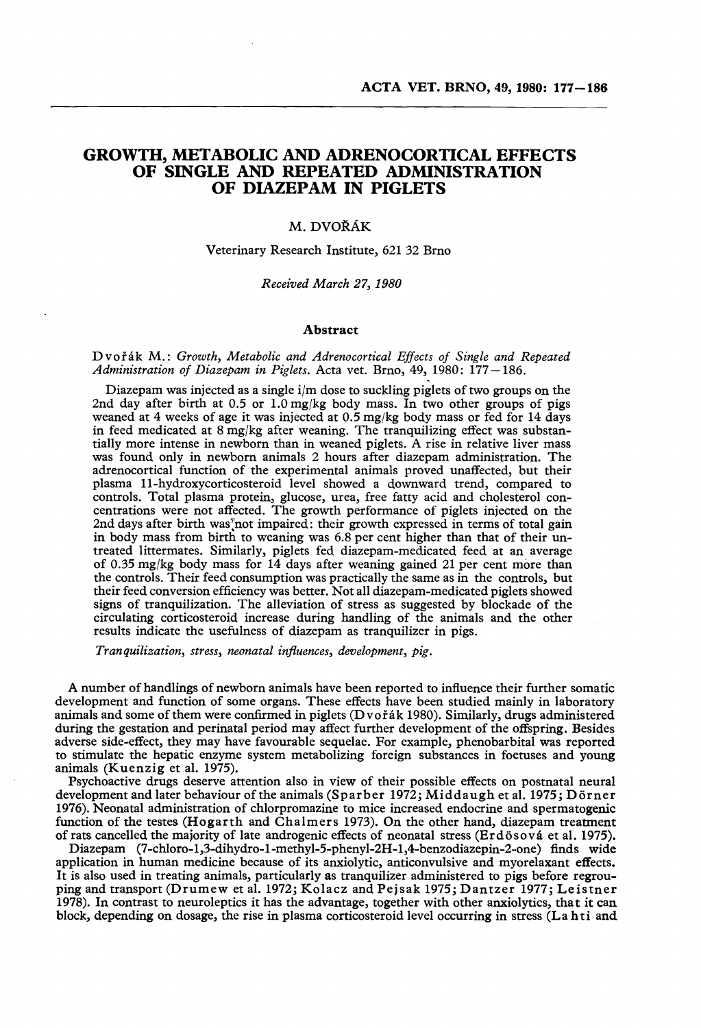# GROWTH, METABOLIC AND ADRENOCORTICAL EFFECTS OF SINGLE AND REPEATED ADMINISTRATION OF DIAZEPAM IN PIGLETS

M. DVOŘÁK

Veterinary Research Institute, 621 32 Brno

*Received March 27, 1980*

## Abstract

Dvořák M.: *Growth, Metabolic and Adrenocortical Effects of Single and Repeated Administration of Diazepam in Piglets.* Acta vet. Brno, 49, 1980: 177–186.

Diazepam was injected as a single i/m dose to suckling piglets of two groups on the 2nd day after birth at 0.5 or 1.0 mg/kg body mass. In two other groups of pigs weaned at 4 weeks of age it was injected at 0.5 mg/kg body mass or fed for 14 days in feed medicated at 8 mg/kg after weaning. The tranquilizing effect was substantially more intense in newborn than in weaned piglets. A rise in relative liver mass was found only in newborn animals 2 hours after diazepam administration. The adrenocortical function of the experimental animals proved unaffected, but their plasma 11-hydroxycorticosteroid level showed a downward trend, compared to controls. Total plasma protein, glucose, urea, free fatty acid and cholesterol concentrations were not affected. The growth performance of piglets injected on the 2nd days after birth was not impaired: their growth expressed in terms of total gain in body mass from birth to weaning was 6.8 per cent higher than that of their untreated littermates. Similarly, piglets fed diazepam-medicated feed at an average of 0.35 mg/kg body mass for 14 days after weaning gained 21 per cent more than the controls. Their feed consumption was practically the same as in the controls, but their feed conversion efficiency was better. Not all diazepam-medicated piglets showed signs of tranquilization. The alleviation of stress as suggested by blockade of the circulating corticosteroid increase during handling of the animals and the other results indicate the usefulness of diazepam as tranquilizer in pigs.

*Tranquilization, stress, neonatal influences, development, pig.*

A number of handlings of newborn animals have been reported to influence their further somatic development and function of some organs. These effects have been studied mainly in laboratory animals and some of them were confirmed in piglets (Dvořák 1980). Similarly, drugs administered during the gestation and perinatal period may affect further development of the offspring. Besides adverse side-effect, they may have favourable sequelae. For example, phenobarbital was reported to stimulate the hepatic enzyme system metabolizing foreign substances in foetuses and young animals (Kuenzig et al. 1975).

Psychoactive drugs deserve attention also in view of their possible effects on postnatal neural development and later behaviour of the animals (Sparber 1972; Middaugh et al. 1975; Dörner 1976). Neonatal administration of chlorpromazine to mice increased endocrine and spermatogenic function of the testes (Hogarth and Chalmers 1973). On the other hand, diazepam treatment of rats cancelled the majority of late androgenic effects of neonatal stress (Erdösová et al. 1975).

Diazepam (7-chloro-1,3-dihydro-1-methyl-5-phenyl-2H-1,4-benzodiazepin-2-one) finds wide application in human medicine because of its anxiolytic, anticonvulsive and myorelaxant effects. It is also used in treating animals, particularly as tranquilizer administered to pigs before regrouping and transport (Drumew et al. 1972; Kolacz and Pejsak 1975; Dantzer 1977; Leistner 1978). In contrast to neuroleptics it has the advantage, together with other anxiolytics, that it can block, depending on dosage, the rise in plasma corticosteroid level occurring in stress (Lahti and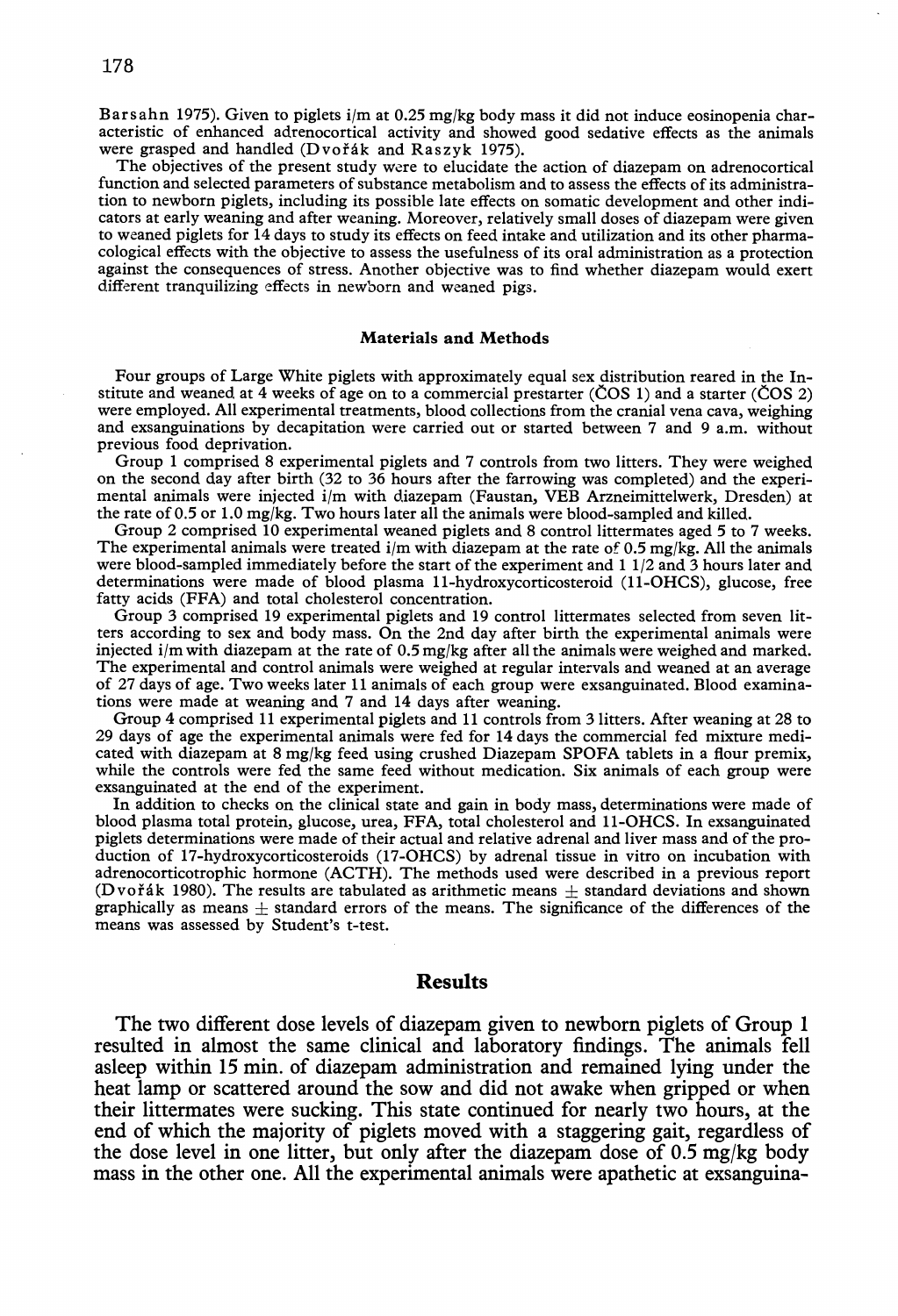Barsahn 1975). Given to piglets i/m at 0.25 mg/kg body mass it did not induce eosinopenia characteristic of enhanced adrenocortical activity and showed good sedative effects as the animals were grasped and handled (Dvořák and Raszyk 1975).

The objectives of the present study were to elucidate the action of diazepam on adrenocortical function and selected parameters of substance metabolism and to assess the effects of its administration to newborn piglets, including its possible late effects on somatic development and other indicators at early weaning and after weaning. Moreover, relatively small doses of diazepam were given to weaned piglets for 14 days to study its effects on feed intake and utilization and its other pharmacological effects with the objective to assess the usefulness of its oral administration as a protection against the consequences of stress. Another objective was to find whether diazepam would exert different tranquilizing effects in newborn and weaned pigs.

### Materials and Methods

Four groups of Large White piglets with approximately equal sex distribution reared in the Institute and weaned at 4 weeks of age on to a commercial prestarter (ČOS 1) and a starter (ČOS 2) were employed. All experimental treatments, blood collections from the cranial vena cava, weighing and exsanguinations by decapitation were carried out or started between 7 and 9 a.m. without previous food deprivation.

Group 1 comprised 8 experimental piglets and 7 controls from two litters. They were weighed on the second day after birth (32 to 36 hours after the farrowing was completed) and the experimental animals were injected i/m with diazepam (Faustan, VEB Arzneimittelwerk, Dresden) at the rate of 0.5 or 1.0 mg/kg. Two hours later all the animals were blood-sampled and killed.

Group 2 comprised 10 experimental weaned piglets and 8 control littermates aged 5 to 7 weeks. The experimental animals were treated i/m with diazepam at the rate of 0.5 mg/kg. All the animals were blood-sampled immediately before the start of the experiment and 1 1/2 and 3 hours later and determinations were made of blood plasma 11-hydroxycorticosteroid (11-OHCS), glucose, free fatty acids (FFA) and total cholesterol concentration.

Group 3 comprised 19 experimental piglets and 19 control littermates selected from seven litters according to sex and body mass. On the 2nd day after birth the experimental animals were injected i/m with diazepam at the rate of 0.5 mg/kg after all the animals were weighed and marked. The experimental and control animals were weighed at regular intervals and weaned at an average of 27 days of age. Two weeks later 11 animals of each group were exsanguinated. Blood examinations were made at weaning and 7 and 14 days after weaning.

Group 4 comprised 11 experimental piglets and 11 controls from 3 litters. After weaning at 28 to 29 days of age the experimental animals were fed for 14 days the commercial fed mixture medicated with diazepam at 8 mg/kg feed using crushed Diazepam SPOFA tablets in a flour premix, while the controls were fed the same feed without medication. Six animals of each group were exsanguinated at the end of the experiment.

In addition to checks on the clinical state and gain in body mass, determinations were made of blood plasma total protein, glucose, urea, FFA, total cholesterol and 11-OHCS. In exsanguinated piglets determinations were made of their actual and relative adrenal and liver mass and of the production of 17-hydroxycorticosteroids (17-OHCS) by adrenal tissue in vitro on incubation with adrenocorticotrophic hormone (ACTH). The methods used were described in a previous report (Dvořák 1980). The results are tabulated as arithmetic means ± standard deviations and shown graphically as means ± standard errors of the means. The significance of the differences of the means was assessed by Student's t-test.

## Results

The two different dose levels of diazepam given to newborn piglets of Group 1 resulted in almost the same clinical and laboratory findings. The animals fell asleep within 15 min. of diazepam administration and remained lying under the heat lamp or scattered around the sow and did not awake when gripped or when their littermates were sucking. This state continued for nearly two hours, at the end of which the majority of piglets moved with a staggering gait, regardless of the dose level in one litter, but only after the diazepam dose of 0.5 mg/kg body mass in the other one. All the experimental animals were apathetic at exsanguina-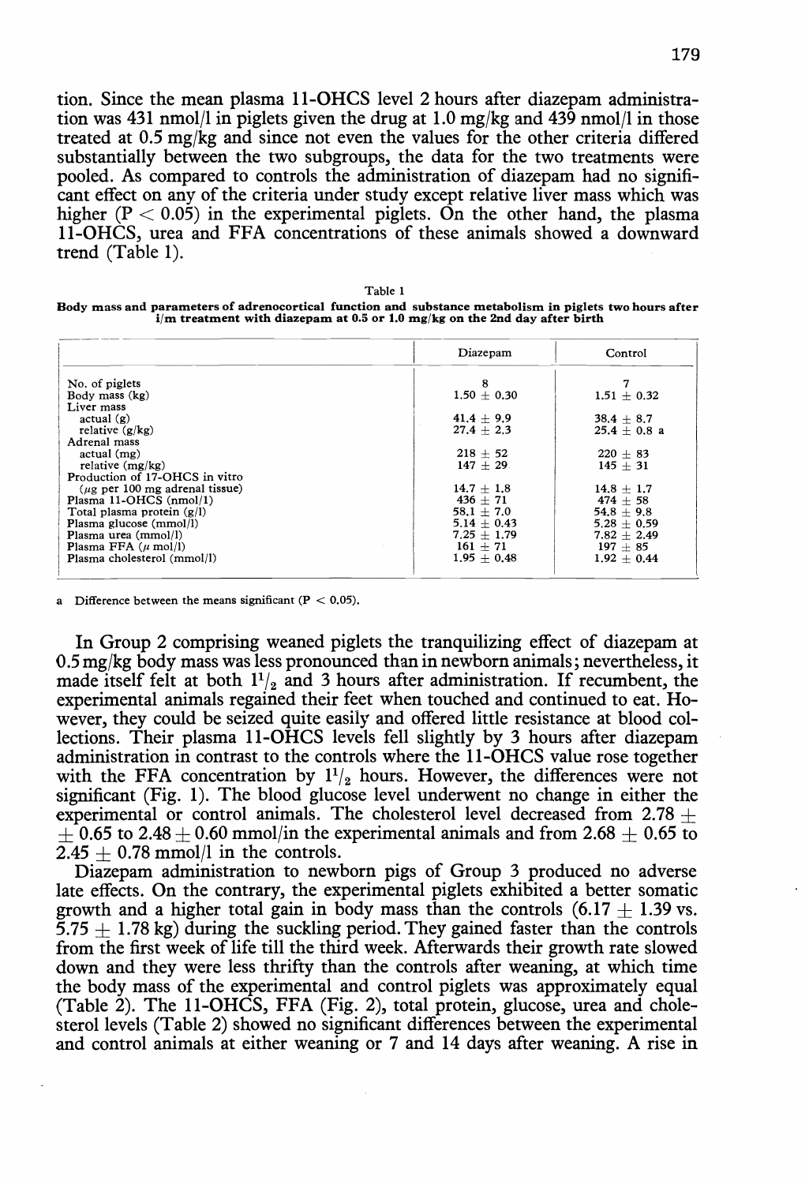tion. Since the mean plasma 11-OHCS level 2 hours after diazepam administration was 431 nmol/l in piglets given the drug at 1.0 mg/kg and 439 nmol/l in those treated at 0.5 mg/kg and since not even the values for the other criteria differed substantially between the two subgroups, the data for the two treatments were pooled. As compared to controls the administration of diazepam had no significant effect on any of the criteria under study except relative liver mass which was higher ($P < 0.05$) in the experimental piglets. On the other hand, the plasma 11-OHCS, urea and FFA concentrations of these animals showed a downward trend (Table 1).

Table 1

**Body mass and parameters of adrenocortical function and substance metabolism in piglets two hours after i/m treatment with diazepam at 0.5 or 1.0 mg/kg on the 2nd day after birth**

| | Diazepam | Control |
|---|---|---|
| No. of piglets | 8 | 7 |
| Body mass (kg) | 1.50 ± 0.30 | 1.51 ± 0.32 |
| Liver mass | | |
| actual (g) | 41.4 ± 9.9 | 38.4 ± 8.7 |
| relative (g/kg) | 27.4 ± 2.3 | 25.4 ± 0.8 a |
| Adrenal mass | | |
| actual (mg) | 218 ± 52 | 220 ± 83 |
| relative (mg/kg) | 147 ± 29 | 145 ± 31 |
| Production of 17-OHCS in vitro | | |
| (μg per 100 mg adrenal tissue) | 14.7 ± 1.8 | 14.8 ± 1.7 |
| Plasma 11-OHCS (nmol/l) | 436 ± 71 | 474 ± 58 |
| Total plasma protein (g/l) | 58.1 ± 7.0 | 54.8 ± 9.8 |
| Plasma glucose (mmol/l) | 5.14 ± 0.43 | 5.28 ± 0.59 |
| Plasma urea (mmol/l) | 7.25 ± 1.79 | 7.82 ± 2.49 |
| Plasma FFA (μ mol/l) | 161 ± 71 | 197 ± 85 |
| Plasma cholesterol (mmol/l) | 1.95 ± 0.48 | 1.92 ± 0.44 |

a Difference between the means significant ($P < 0.05$).

In Group 2 comprising weaned piglets the tranquilizing effect of diazepam at 0.5 mg/kg body mass was less pronounced than in newborn animals; nevertheless, it made itself felt at both $1^1/_2$ and 3 hours after administration. If recumbent, the experimental animals regained their feet when touched and continued to eat. However, they could be seized quite easily and offered little resistance at blood collections. Their plasma 11-OHCS levels fell slightly by 3 hours after diazepam administration in contrast to the controls where the 11-OHCS value rose together with the FFA concentration by $1^1/_2$ hours. However, the differences were not significant (Fig. 1). The blood glucose level underwent no change in either the experimental or control animals. The cholesterol level decreased from 2.78 ± ± 0.65 to 2.48 ± 0.60 mmol/in the experimental animals and from 2.68 ± 0.65 to 2.45 ± 0.78 mmol/l in the controls.

Diazepam administration to newborn pigs of Group 3 produced no adverse late effects. On the contrary, the experimental piglets exhibited a better somatic growth and a higher total gain in body mass than the controls (6.17 ± 1.39 vs. 5.75 ± 1.78 kg) during the suckling period. They gained faster than the controls from the first week of life till the third week. Afterwards their growth rate slowed down and they were less thrifty than the controls after weaning, at which time the body mass of the experimental and control piglets was approximately equal (Table 2). The 11-OHCS, FFA (Fig. 2), total protein, glucose, urea and cholesterol levels (Table 2) showed no significant differences between the experimental and control animals at either weaning or 7 and 14 days after weaning. A rise in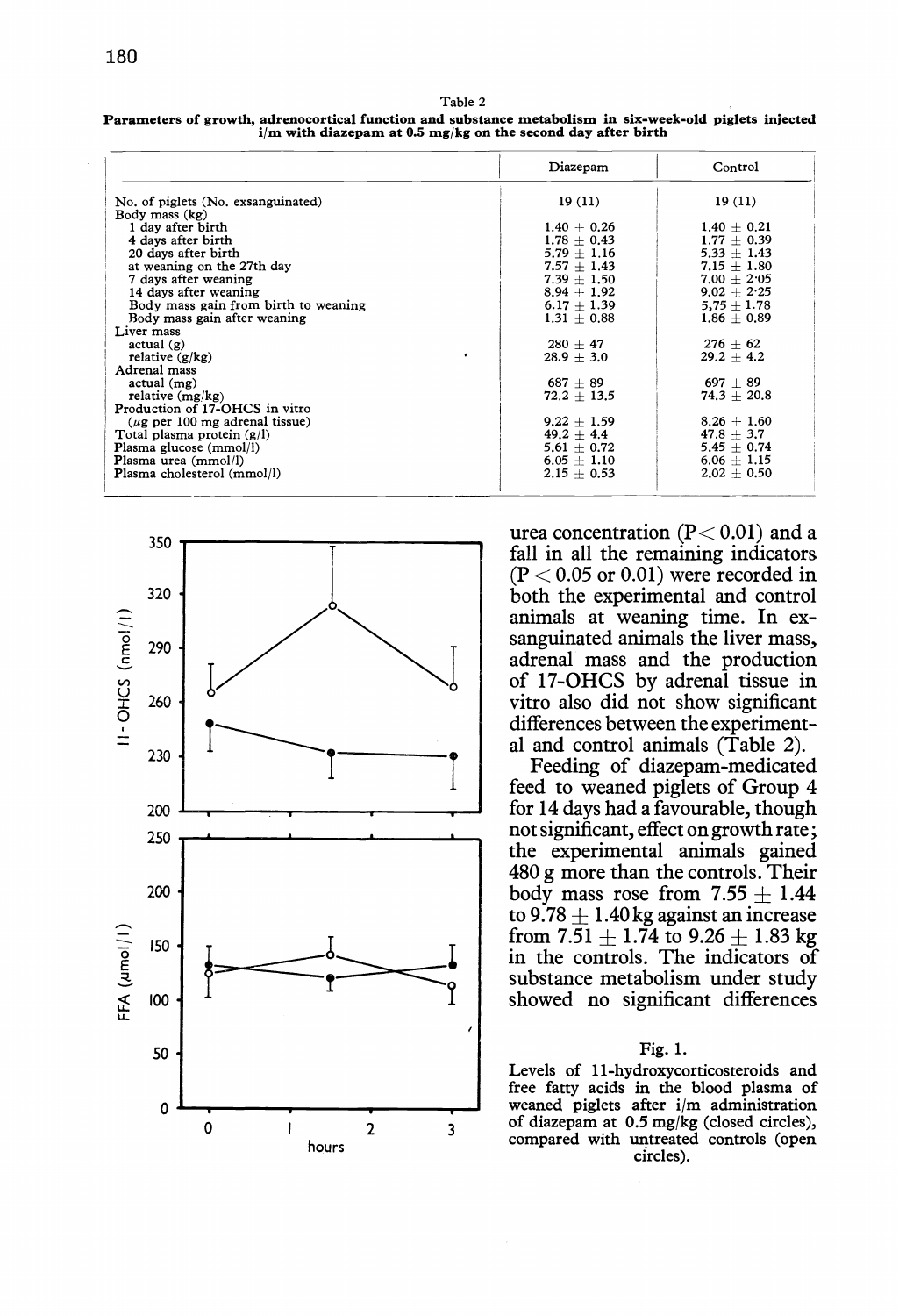Table 2

**Parameters of growth, adrenocortical function and substance metabolism in six-week-old piglets injected i/m with diazepam at 0.5 mg/kg on the second day after birth**

| | Diazepam | Control |
|---|---|---|
| No. of piglets (No. exsanguinated) | 19 (11) | 19 (11) |
| Body mass (kg) | | |
| 1 day after birth | 1.40 ± 0.26 | 1.40 ± 0.21 |
| 4 days after birth | 1.78 ± 0.43 | 1.77 ± 0.39 |
| 20 days after birth | 5.79 ± 1.16 | 5.33 ± 1.43 |
| at weaning on the 27th day | 7.57 ± 1.43 | 7.15 ± 1.80 |
| 7 days after weaning | 7.39 ± 1.50 | 7.00 ± 2·05 |
| 14 days after weaning | 8.94 ± 1.92 | 9.02 ± 2·25 |
| Body mass gain from birth to weaning | 6.17 ± 1.39 | 5.75 ± 1.78 |
| Body mass gain after weaning | 1.31 ± 0.88 | 1.86 ± 0.89 |
| Liver mass | | |
| actual (g) | 280 ± 47 | 276 ± 62 |
| relative (g/kg) | 28.9 ± 3.0 | 29.2 ± 4.2 |
| Adrenal mass | | |
| actual (mg) | 687 ± 89 | 697 ± 89 |
| relative (mg/kg) | 72.2 ± 13.5 | 74.3 ± 20.8 |
| Production of 17-OHCS in vitro | | |
| (μg per 100 mg adrenal tissue) | 9.22 ± 1.59 | 8.26 ± 1.60 |
| Total plasma protein (g/l) | 49.2 ± 4.4 | 47.8 ± 3.7 |
| Plasma glucose (mmol/l) | 5.61 ± 0.72 | 5.45 ± 0.74 |
| Plasma urea (mmol/l) | 6.05 ± 1.10 | 6.06 ± 1.15 |
| Plasma cholesterol (mmol/l) | 2.15 ± 0.53 | 2.02 ± 0.50 |

urea concentration ($P < 0.01$) and a fall in all the remaining indicators ($P < 0.05$ or $0.01$) were recorded in both the experimental and control animals at weaning time. In exsanguinated animals the liver mass, adrenal mass and the production of 17-OHCS by adrenal tissue in vitro also did not show significant differences between the experimental and control animals (Table 2).

Feeding of diazepam-medicated feed to weaned piglets of Group 4 for 14 days had a favourable, though not significant, effect on growth rate; the experimental animals gained 480 g more than the controls. Their body mass rose from 7.55 ± 1.44 to 9.78 ± 1.40 kg against an increase from 7.51 ± 1.74 to 9.26 ± 1.83 kg in the controls. The indicators of substance metabolism under study showed no significant differences

Fig. 1.

Levels of 11-hydroxycorticosteroids and free fatty acids in the blood plasma of weaned piglets after i/m administration of diazepam at 0.5 mg/kg (closed circles), compared with untreated controls (open circles).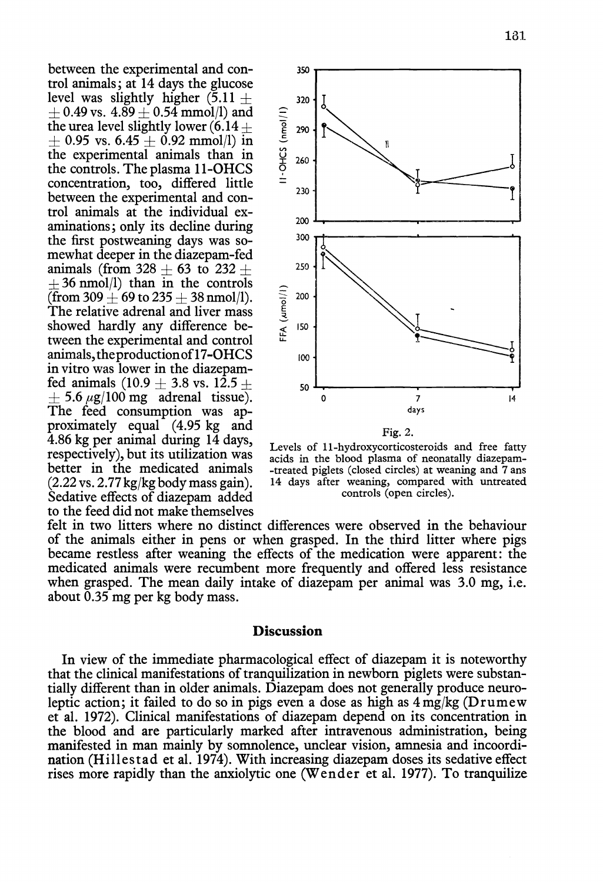between the experimental and control animals; at 14 days the glucose level was slightly higher ($5.11 \pm 0.49$ vs. $4.89 \pm 0.54$ mmol/l) and the urea level slightly lower ($6.14 \pm 0.95$ vs. $6.45 \pm 0.92$ mmol/l) in the experimental animals than in the controls. The plasma 11-OHCS concentration, too, differed little between the experimental and control animals at the individual examinations; only its decline during the first postweaning days was somewhat deeper in the diazepam-fed animals (from $328 \pm 63$ to $232 \pm 36$ nmol/l) than in the controls (from $309 \pm 69$ to $235 \pm 38$ nmol/l). The relative adrenal and liver mass showed hardly any difference between the experimental and control animals, the production of 17-OHCS in vitro was lower in the diazepam-fed animals ($10.9 \pm 3.8$ vs. $12.5 \pm 5.6$ $\mu$g/100 mg adrenal tissue). The feed consumption was approximately equal (4.95 kg and 4.86 kg per animal during 14 days, respectively), but its utilization was better in the medicated animals (2.22 vs. 2.77 kg/kg body mass gain). Sedative effects of diazepam added to the feed did not make themselves felt in two litters where no distinct differences were observed in the behaviour of the animals either in pens or when grasped. In the third litter where pigs became restless after weaning the effects of the medication were apparent: the medicated animals were recumbent more frequently and offered less resistance when grasped. The mean daily intake of diazepam per animal was 3.0 mg, i.e. about 0.35 mg per kg body mass.

Fig. 2.

Levels of 11-hydroxycorticosteroids and free fatty acids in the blood plasma of neonatally diazepam-treated piglets (closed circles) at weaning and 7 ans 14 days after weaning, compared with untreated controls (open circles).

## Discussion

In view of the immediate pharmacological effect of diazepam it is noteworthy that the clinical manifestations of tranquilization in newborn piglets were substantially different than in older animals. Diazepam does not generally produce neuroleptic action; it failed to do so in pigs even a dose as high as 4 mg/kg (Drumew et al. 1972). Clinical manifestations of diazepam depend on its concentration in the blood and are particularly marked after intravenous administration, being manifested in man mainly by somnolence, unclear vision, amnesia and incoordination (Hillestad et al. 1974). With increasing diazepam doses its sedative effect rises more rapidly than the anxiolytic one (Wender et al. 1977). To tranquilize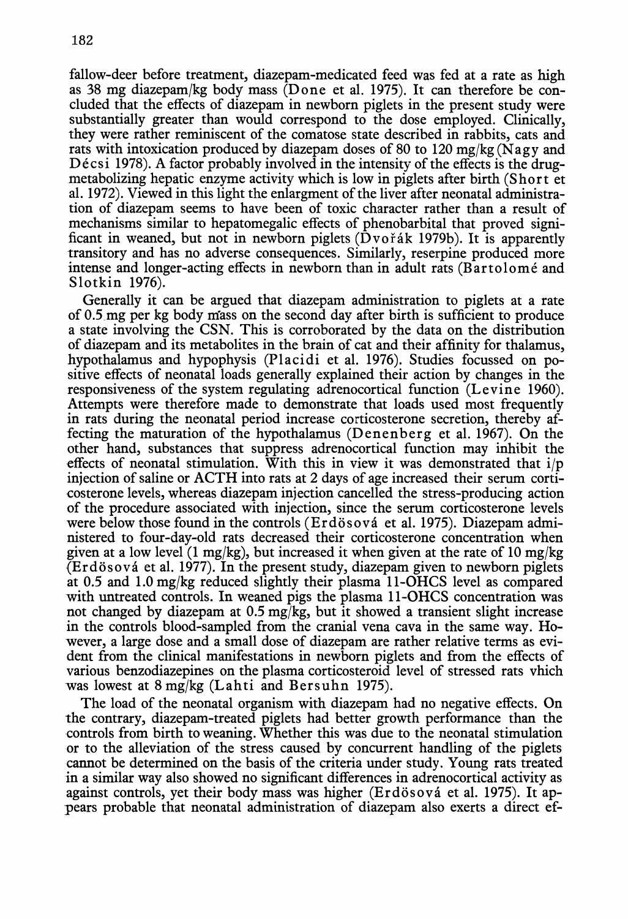fallow-deer before treatment, diazepam-medicated feed was fed at a rate as high as 38 mg diazepam/kg body mass (Done et al. 1975). It can therefore be concluded that the effects of diazepam in newborn piglets in the present study were substantially greater than would correspond to the dose employed. Clinically, they were rather reminiscent of the comatose state described in rabbits, cats and rats with intoxication produced by diazepam doses of 80 to 120 mg/kg (Nagy and Décsi 1978). A factor probably involved in the intensity of the effects is the drug-metabolizing hepatic enzyme activity which is low in piglets after birth (Short et al. 1972). Viewed in this light the enlargment of the liver after neonatal administration of diazepam seems to have been of toxic character rather than a result of mechanisms similar to hepatomegalic effects of phenobarbital that proved significant in weaned, but not in newborn piglets (Dvořák 1979b). It is apparently transitory and has no adverse consequences. Similarly, reserpine produced more intense and longer-acting effects in newborn than in adult rats (Bartolomé and Slotkin 1976).

Generally it can be argued that diazepam administration to piglets at a rate of 0.5 mg per kg body mass on the second day after birth is sufficient to produce a state involving the CSN. This is corroborated by the data on the distribution of diazepam and its metabolites in the brain of cat and their affinity for thalamus, hypothalamus and hypophysis (Placidi et al. 1976). Studies focussed on positive effects of neonatal loads generally explained their action by changes in the responsiveness of the system regulating adrenocortical function (Levine 1960). Attempts were therefore made to demonstrate that loads used most frequently in rats during the neonatal period increase corticosterone secretion, thereby affecting the maturation of the hypothalamus (Denenberg et al. 1967). On the other hand, substances that suppress adrenocortical function may inhibit the effects of neonatal stimulation. With this in view it was demonstrated that i/p injection of saline or ACTH into rats at 2 days of age increased their serum corticosterone levels, whereas diazepam injection cancelled the stress-producing action of the procedure associated with injection, since the serum corticosterone levels were below those found in the controls (Erdösová et al. 1975). Diazepam administered to four-day-old rats decreased their corticosterone concentration when given at a low level (1 mg/kg), but increased it when given at the rate of 10 mg/kg (Erdösová et al. 1977). In the present study, diazepam given to newborn piglets at 0.5 and 1.0 mg/kg reduced slightly their plasma 11-OHCS level as compared with untreated controls. In weaned pigs the plasma 11-OHCS concentration was not changed by diazepam at 0.5 mg/kg, but it showed a transient slight increase in the controls blood-sampled from the cranial vena cava in the same way. However, a large dose and a small dose of diazepam are rather relative terms as evident from the clinical manifestations in newborn piglets and from the effects of various benzodiazepines on the plasma corticosteroid level of stressed rats vhich was lowest at 8 mg/kg (Lahti and Bersuhn 1975).

The load of the neonatal organism with diazepam had no negative effects. On the contrary, diazepam-treated piglets had better growth performance than the controls from birth to weaning. Whether this was due to the neonatal stimulation or to the alleviation of the stress caused by concurrent handling of the piglets cannot be determined on the basis of the criteria under study. Young rats treated in a similar way also showed no significant differences in adrenocortical activity as against controls, yet their body mass was higher (Erdösová et al. 1975). It appears probable that neonatal administration of diazepam also exerts a direct ef-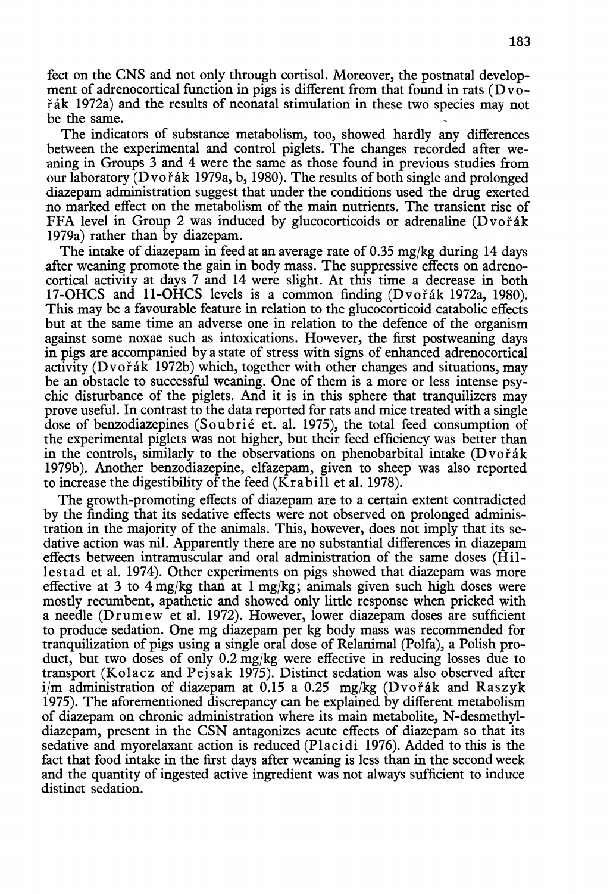fect on the CNS and not only through cortisol. Moreover, the postnatal development of adrenocortical function in pigs is different from that found in rats (Dvořák 1972a) and the results of neonatal stimulation in these two species may not be the same.

The indicators of substance metabolism, too, showed hardly any differences between the experimental and control piglets. The changes recorded after weaning in Groups 3 and 4 were the same as those found in previous studies from our laboratory (Dvořák 1979a, b, 1980). The results of both single and prolonged diazepam administration suggest that under the conditions used the drug exerted no marked effect on the metabolism of the main nutrients. The transient rise of FFA level in Group 2 was induced by glucocorticoids or adrenaline (Dvořák 1979a) rather than by diazepam.

The intake of diazepam in feed at an average rate of 0.35 mg/kg during 14 days after weaning promote the gain in body mass. The suppressive effects on adrenocortical activity at days 7 and 14 were slight. At this time a decrease in both 17-OHCS and 11-OHCS levels is a common finding (Dvořák 1972a, 1980). This may be a favourable feature in relation to the glucocorticoid catabolic effects but at the same time an adverse one in relation to the defence of the organism against some noxae such as intoxications. However, the first postweaning days in pigs are accompanied by a state of stress with signs of enhanced adrenocortical activity (Dvořák 1972b) which, together with other changes and situations, may be an obstacle to successful weaning. One of them is a more or less intense psychic disturbance of the piglets. And it is in this sphere that tranquilizers may prove useful. In contrast to the data reported for rats and mice treated with a single dose of benzodiazepines (Soubrié et. al. 1975), the total feed consumption of the experimental piglets was not higher, but their feed efficiency was better than in the controls, similarly to the observations on phenobarbital intake (Dvořák 1979b). Another benzodiazepine, elfazepam, given to sheep was also reported to increase the digestibility of the feed (Krabill et al. 1978).

The growth-promoting effects of diazepam are to a certain extent contradicted by the finding that its sedative effects were not observed on prolonged administration in the majority of the animals. This, however, does not imply that its sedative action was nil. Apparently there are no substantial differences in diazepam effects between intramuscular and oral administration of the same doses (Hillestad et al. 1974). Other experiments on pigs showed that diazepam was more effective at 3 to 4 mg/kg than at 1 mg/kg; animals given such high doses were mostly recumbent, apathetic and showed only little response when pricked with a needle (Drumew et al. 1972). However, lower diazepam doses are sufficient to produce sedation. One mg diazepam per kg body mass was recommended for tranquilization of pigs using a single oral dose of Relanimal (Polfa), a Polish product, but two doses of only 0.2 mg/kg were effective in reducing losses due to transport (Kolacz and Pejsak 1975). Distinct sedation was also observed after i/m administration of diazepam at 0.15 a 0.25 mg/kg (Dvořák and Raszyk 1975). The aforementioned discrepancy can be explained by different metabolism of diazepam on chronic administration where its main metabolite, N-desmethyldiazepam, present in the CSN antagonizes acute effects of diazepam so that its sedative and myorelaxant action is reduced (Placidi 1976). Added to this is the fact that food intake in the first days after weaning is less than in the second week and the quantity of ingested active ingredient was not always sufficient to induce distinct sedation.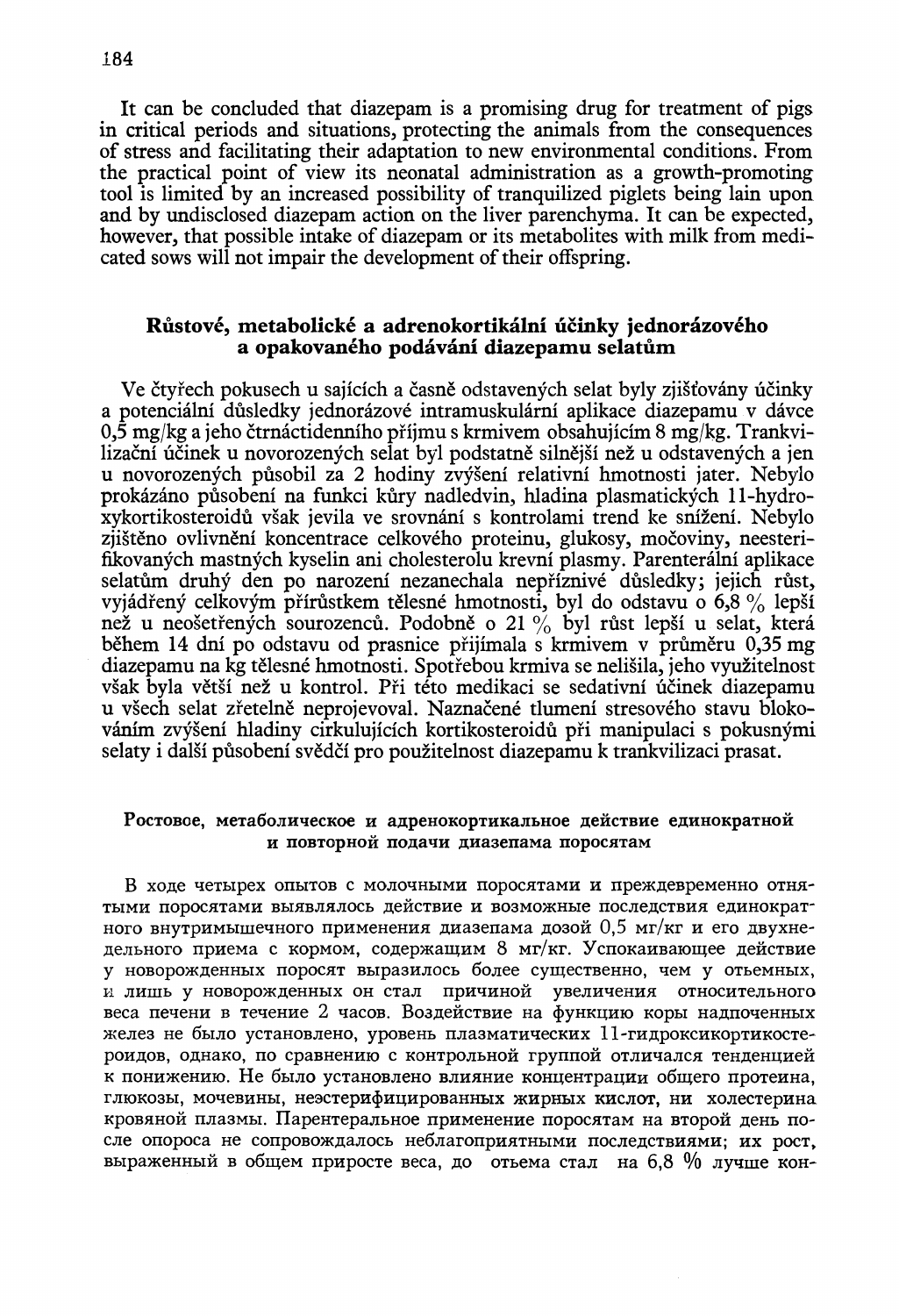It can be concluded that diazepam is a promising drug for treatment of pigs in critical periods and situations, protecting the animals from the consequences of stress and facilitating their adaptation to new environmental conditions. From the practical point of view its neonatal administration as a growth-promoting tool is limited by an increased possibility of tranquilized piglets being lain upon and by undisclosed diazepam action on the liver parenchyma. It can be expected, however, that possible intake of diazepam or its metabolites with milk from medicated sows will not impair the development of their offspring.

## Růstové, metabolické a adrenokortikální účinky jednorázového a opakovaného podávání diazepamu selatům

Ve čtyřech pokusech u sajících a časně odstavených selat byly zjišťovány účinky a potenciální důsledky jednorázové intramuskulární aplikace diazepamu v dávce 0,5 mg/kg a jeho čtrnáctidenního příjmu s krmivem obsahujícím 8 mg/kg. Trankvilizační účinek u novorozených selat byl podstatně silnější než u odstavených a jen u novorozených působil za 2 hodiny zvýšení relativní hmotnosti jater. Nebylo prokázáno působení na funkci kůry nadledvin, hladina plasmatických 11-hydroxykortikosteroidů však jevila ve srovnání s kontrolami trend ke snížení. Nebylo zjištěno ovlivnění koncentrace celkového proteinu, glukosy, močoviny, neesterifikovaných mastných kyselin ani cholesterolu krevní plasmy. Parenterální aplikace selatům druhý den po narození nezanechala nepříznivé důsledky; jejich růst, vyjádřený celkovým přírůstkem tělesné hmotnosti, byl do odstavu o 6,8 % lepší než u neošetřených sourozenců. Podobně o 21 % byl růst lepší u selat, která během 14 dní po odstavu od prasnice přijímala s krmivem v průměru 0,35 mg diazepamu na kg tělesné hmotnosti. Spotřebou krmiva se nelišila, jeho využitelnost však byla větší než u kontrol. Při této medikaci se sedativní účinek diazepamu u všech selat zřetelně neprojevoval. Naznačené tlumení stresového stavu blokováním zvýšení hladiny cirkulujících kortikosteroidů při manipulaci s pokusnými selaty i další působení svědčí pro použitelnost diazepamu k trankvilizaci prasat.

## Ростовое, метаболическое и адренокортикальное действие единократной и повторной подачи диазепама поросятам

В ходе четырех опытов с молочными поросятами и преждевременно отнятыми поросятами выявлялось действие и возможные последствия единократного внутримышечного применения диазепама дозой 0,5 мг/кг и его двухнедельного приема с кормом, содержащим 8 мг/кг. Успокаивающее действие у новорожденных поросят выразилось более существенно, чем у отъемных, и лишь у новорожденных он стал причиной увеличения относительного веса печени в течение 2 часов. Воздействие на функцию коры надпочечных желез не было установлено, уровень плазматических 11-гидроксикортикостероидов, однако, по сравнению с контрольной группой отличался тенденцией к понижению. Не было установлено влияние концентрации общего протеина, глюкозы, мочевины, неэстерифицированных жирных кислот, ни холестерина кровяной плазмы. Парентеральное применение поросятам на второй день после опороса не сопровождалось неблагоприятными последствиями; их рост, выраженный в общем приросте веса, до отъема стал на 6,8 % лучше кон-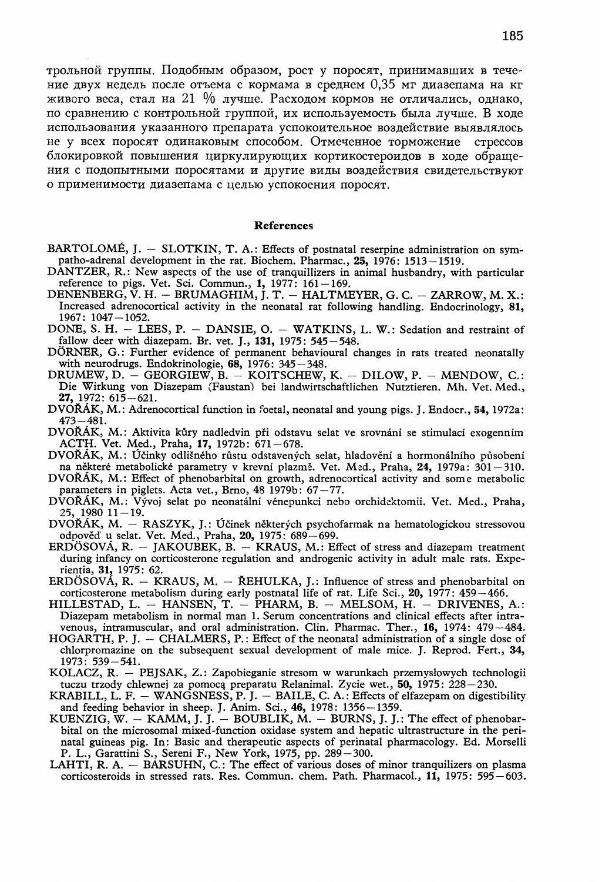трольной группы. Подобным образом, рост у поросят, принимавших в течение двух недель после отъема с кормама в среднем 0,35 мг диазепама на кг живого веса, стал на 21 % лучше. Расходом кормов не отличались, однако, по сравнению с контрольной группой, их используемость была лучше. В ходе использования указанного препарата успокоительное воздействие выявлялось не у всех поросят одинаковым способом. Отмеченное торможение стрессов блокировкой повышения циркулирующих кортикостероидов в ходе обращения с подопытными поросятами и другие виды воздействия свидетельствуют о применимости диазепама с целью успокоения поросят.

## References

BARTOLOMÉ, J. — SLOTKIN, T. A.: Effects of postnatal reserpine administration on sympatho-adrenal development in the rat. Biochem. Pharmac., **25**, 1976: 1513—1519.

DANTZER, R.: New aspects of the use of tranquillizers in animal husbandry, with particular reference to pigs. Vet. Sci. Commun., **1**, 1977: 161—169.

DENENBERG, V. H. — BRUMAGHIM, J. T. — HALTMEYER, G. C. — ZARROW, M. X.: Increased adrenocortical activity in the neonatal rat following handling. Endocrinology, **81**, 1967: 1047—1052.

DONE, S. H. — LEES, P. — DANSIE, O. — WATKINS, L. W.: Sedation and restraint of fallow deer with diazepam. Br. vet. J., **131**, 1975: 545—548.

DÖRNER, G.: Further evidence of permanent behavioural changes in rats treated neonatally with neurodrugs. Endokrinologie, **68**, 1976: 345—348.

DRUMEW, D. — GEORGIEW, B. — KOITSCHEW, K. — DILOW, P. — MENDOW, C.: Die Wirkung von Diazepam (Faustan) bei landwirtschaftlichen Nutztieren. Mh. Vet. Med., **27**, 1972: 615—621.

DVOŘÁK, M.: Adrenocortical function in foetal, neonatal and young pigs. J. Endocr., **54**, 1972a: 473—481.

DVOŘÁK, M.: Aktivita kůry nadledvin při odstavu selat ve srovnání se stimulací exogenním ACTH. Vet. Med., Praha, **17**, 1972b: 671—678.

DVOŘÁK, M.: Účinky odlišného růstu odstavených selat, hladovění a hormonálního působení na některé metabolické parametry v krevní plazmě. Vet. Med., Praha, **24**, 1979a: 301—310.

DVOŘÁK, M.: Effect of phenobarbital on growth, adrenocortical activity and some metabolic parameters in piglets. Acta vet., Brno, 48 1979b: 67—77.

DVOŘÁK, M.: Vývoj selat po neonatální vénepunkci nebo orchidektomii. Vet. Med., Praha, 25, 1980 11—19.

DVOŘÁK, M. — RASZYK, J.: Účinek některých psychofarmak na hematologickou stressovou odpověď u selat. Vet. Med., Praha, **20**, 1975: 689—699.

ERDÖSOVÁ, R. — JAKOUBEK, B. — KRAUS, M.: Effect of stress and diazepam treatment during infancy on corticosterone regulation and androgenic activity in adult male rats. Experientia, **31**, 1975: 62.

ERDÖSOVÁ, R. — KRAUS, M. — ŘEHULKA, J.: Influence of stress and phenobarbital on corticosterone metabolism during early postnatal life of rat. Life Sci., **20**, 1977: 459—466.

HILLESTAD, L. — HANSEN, T. — PHARM, B. — MELSOM, H. — DRIVENES, A.: Diazepam metabolism in normal man 1. Serum concentrations and clinical effects after intravenous, intramuscular, and oral administration. Clin. Pharmac. Ther., **16**, 1974: 479—484.

HOGARTH, P. J. — CHALMERS, P.: Effect of the neonatal administration of a single dose of chlorpromazine on the subsequent sexual development of male mice. J. Reprod. Fert., **34**, 1973: 539—541.

KOLACZ, R. — PEJSAK, Z.: Zapobieganie stresom w warunkach przemysłowych technologii tuczu trzody chlewnej za pomocą preparatu Relanimal. Zycie wet., **50**, 1975: 228—230.

KRABILL, L. F. — WANGSNESS, P. J. — BAILE, C. A.: Effects of elfazepam on digestibility and feeding behavior in sheep. J. Anim. Sci., **46**, 1978: 1356—1359.

KUENZIG, W. — KAMM, J. J. — BOUBLIK, M. — BURNS, J. J.: The effect of phenobarbital on the microsomal mixed-function oxidase system and hepatic ultrastructure in the perinatal guineas pig. In: Basic and therapeutic aspects of perinatal pharmacology. Ed. Morselli P. L., Garattini S., Sereni F., New York, 1975, pp. 289—300.

LAHTI, R. A. — BARSUHN, C.: The effect of various doses of minor tranquilizers on plasma corticosteroids in stressed rats. Res. Commun. chem. Path. Pharmacol., **11**, 1975: 595—603.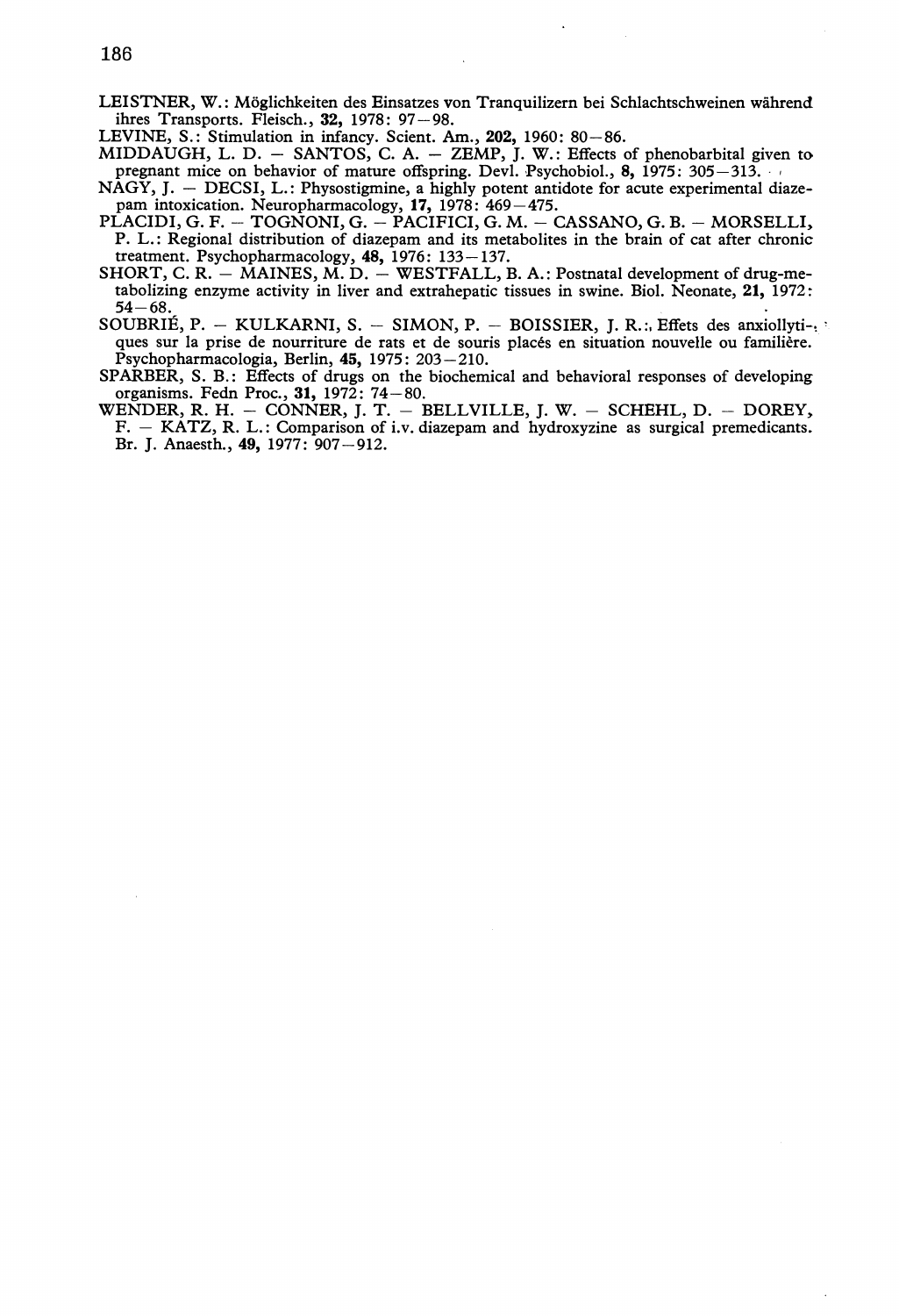LEISTNER, W.: Möglichkeiten des Einsatzes von Tranquilizern bei Schlachtschweinen während ihres Transports. Fleisch., **32,** 1978: 97–98.

LEVINE, S.: Stimulation in infancy. Scient. Am., **202,** 1960: 80–86.

MIDDAUGH, L. D. – SANTOS, C. A. – ZEMP, J. W.: Effects of phenobarbital given to pregnant mice on behavior of mature offspring. Devl. Psychobiol., **8,** 1975: 305–313.

NAGY, J. – DECSI, L.: Physostigmine, a highly potent antidote for acute experimental diazepam intoxication. Neuropharmacology, **17,** 1978: 469–475.

PLACIDI, G. F. – TOGNONI, G. – PACIFICI, G. M. – CASSANO, G. B. – MORSELLI, P. L.: Regional distribution of diazepam and its metabolites in the brain of cat after chronic treatment. Psychopharmacology, **48,** 1976: 133–137.

SHORT, C. R. – MAINES, M. D. – WESTFALL, B. A.: Postnatal development of drug-metabolizing enzyme activity in liver and extrahepatic tissues in swine. Biol. Neonate, **21,** 1972: 54–68.

SOUBRIÉ, P. – KULKARNI, S. – SIMON, P. – BOISSIER, J. R.: Effets des anxiollytiques sur la prise de nourriture de rats et de souris placés en situation nouvelle ou familière. Psychopharmacologia, Berlin, **45,** 1975: 203–210.

SPARBER, S. B.: Effects of drugs on the biochemical and behavioral responses of developing organisms. Fedn Proc., **31,** 1972: 74–80.

WENDER, R. H. – CONNER, J. T. – BELLVILLE, J. W. – SCHEHL, D. – DOREY, F. – KATZ, R. L.: Comparison of i.v. diazepam and hydroxyzine as surgical premedicants. Br. J. Anaesth., **49,** 1977: 907–912.